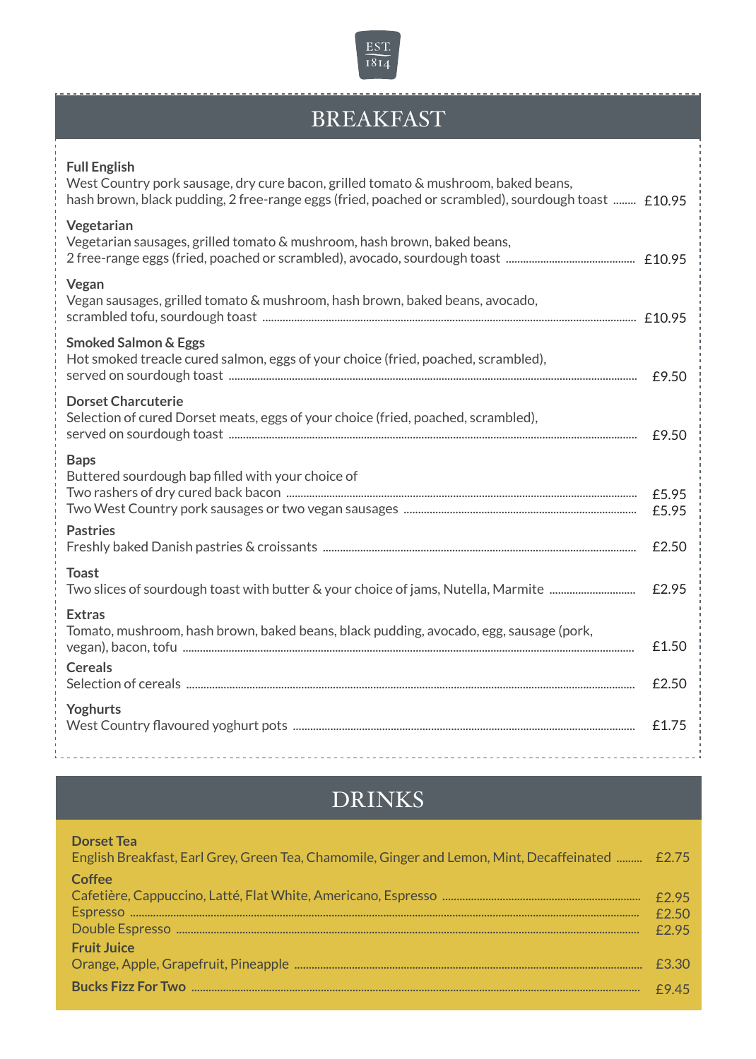EST. 1814

# BREAKFAST

**Full English**
West Country pork sausage, dry cure bacon, grilled tomato & mushroom, baked beans, hash brown, black pudding, 2 free-range eggs (fried, poached or scrambled), sourdough toast ........ £10.95

**Vegetarian**
Vegetarian sausages, grilled tomato & mushroom, hash brown, baked beans, 2 free-range eggs (fried, poached or scrambled), avocado, sourdough toast ........ £10.95

**Vegan**
Vegan sausages, grilled tomato & mushroom, hash brown, baked beans, avocado, scrambled tofu, sourdough toast ........ £10.95

**Smoked Salmon & Eggs**
Hot smoked treacle cured salmon, eggs of your choice (fried, poached, scrambled), served on sourdough toast ........ £9.50

**Dorset Charcuterie**
Selection of cured Dorset meats, eggs of your choice (fried, poached, scrambled), served on sourdough toast ........ £9.50

**Baps**
Buttered sourdough bap filled with your choice of
Two rashers of dry cured back bacon ........ £5.95
Two West Country pork sausages or two vegan sausages ........ £5.95

**Pastries**
Freshly baked Danish pastries & croissants ........ £2.50

**Toast**
Two slices of sourdough toast with butter & your choice of jams, Nutella, Marmite ........ £2.95

**Extras**
Tomato, mushroom, hash brown, baked beans, black pudding, avocado, egg, sausage (pork, vegan), bacon, tofu ........ £1.50

**Cereals**
Selection of cereals ........ £2.50

**Yoghurts**
West Country flavoured yoghurt pots ........ £1.75

# DRINKS

**Dorset Tea**
English Breakfast, Earl Grey, Green Tea, Chamomile, Ginger and Lemon, Mint, Decaffeinated ........ £2.75

**Coffee**
Cafetière, Cappuccino, Latté, Flat White, Americano, Espresso ........ £2.95
Espresso ........ £2.50
Double Espresso ........ £2.95

**Fruit Juice**
Orange, Apple, Grapefruit, Pineapple ........ £3.30

**Bucks Fizz For Two** ........ £9.45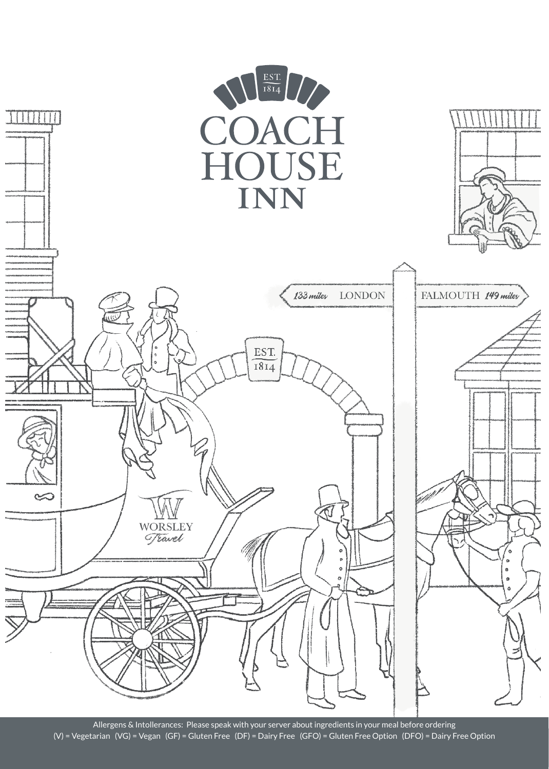# COACH HOUSE INN

EST. 1814

Allergens & Intollerances: Please speak with your server about ingredients in your meal before ordering
(V) = Vegetarian (VG) = Vegan (GF) = Gluten Free (DF) = Dairy Free (GFO) = Gluten Free Option (DFO) = Dairy Free Option